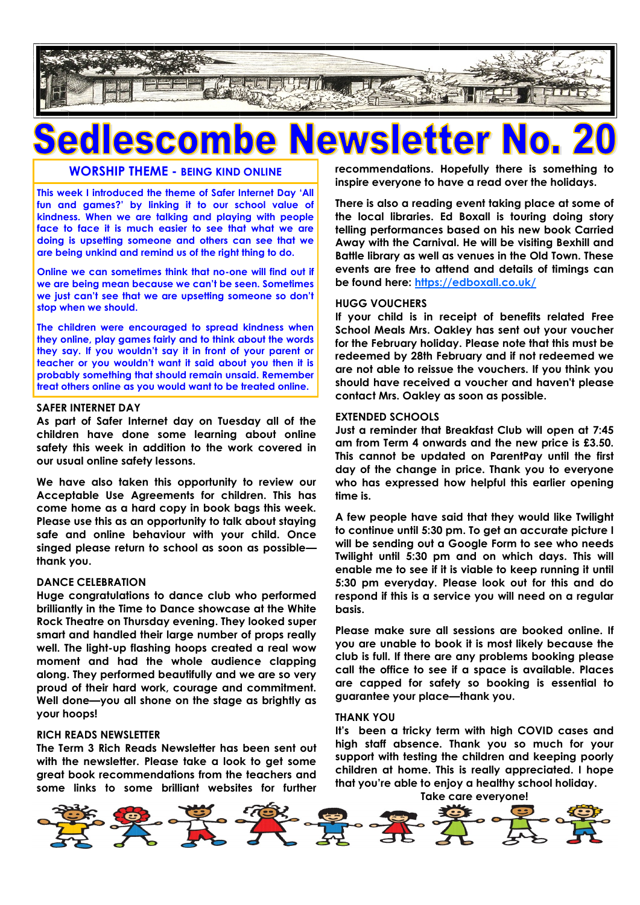# Sedlescombe Newsletter No. 20

## WORSHIP THEME - BEING KIND ONLINE

This week I introduced the theme of Safer Internet Day 'All fun and games?' by linking it to our school value of kindness. When we are talking and playing with people face to face it is much easier to see that what we are doing is upsetting someone and others can see that we are being unkind and remind us of the right thing to do.

Online we can sometimes think that no-one will find out if we are being mean because we can't be seen. Sometimes we just can't see that we are upsetting someone so don't stop when we should.

The children were encouraged to spread kindness when they online, play games fairly and to think about the words they say. If you wouldn't say it in front of your parent or teacher or you wouldn't want it said about you then it is probably something that should remain unsaid. Remember treat others online as you would want to be treated online.

### SAFER INTERNET DAY

As part of Safer Internet day on Tuesday all of the children have done some learning about online safety this week in addition to the work covered in our usual online safety lessons.

We have also taken this opportunity to review our Acceptable Use Agreements for children. This has come home as a hard copy in book bags this week. Please use this as an opportunity to talk about staying safe and online behaviour with your child. Once singed please return to school as soon as possible—thank you.

### DANCE CELEBRATION

Huge congratulations to dance club who performed brilliantly in the Time to Dance showcase at the White Rock Theatre on Thursday evening. They looked super smart and handled their large number of props really well. The light-up flashing hoops created a real wow moment and had the whole audience clapping along. They performed beautifully and we are so very proud of their hard work, courage and commitment. Well done—you all shone on the stage as brightly as your hoops!

### RICH READS NEWSLETTER

The Term 3 Rich Reads Newsletter has been sent out with the newsletter. Please take a look to get some great book recommendations from the teachers and some links to some brilliant websites for further recommendations. Hopefully there is something to inspire everyone to have a read over the holidays.

There is also a reading event taking place at some of the local libraries. Ed Boxall is touring doing story telling performances based on his new book Carried Away with the Carnival. He will be visiting Bexhill and Battle library as well as venues in the Old Town. These events are free to attend and details of timings can be found here: https://edboxall.co.uk/

### HUGG VOUCHERS

If your child is in receipt of benefits related Free School Meals Mrs. Oakley has sent out your voucher for the February holiday. Please note that this must be redeemed by 28th February and if not redeemed we are not able to reissue the vouchers. If you think you should have received a voucher and haven't please contact Mrs. Oakley as soon as possible.

### EXTENDED SCHOOLS

Just a reminder that Breakfast Club will open at 7:45 am from Term 4 onwards and the new price is £3.50. This cannot be updated on ParentPay until the first day of the change in price. Thank you to everyone who has expressed how helpful this earlier opening time is.

A few people have said that they would like Twilight to continue until 5:30 pm. To get an accurate picture I will be sending out a Google Form to see who needs Twilight until 5:30 pm and on which days. This will enable me to see if it is viable to keep running it until 5:30 pm everyday. Please look out for this and do respond if this is a service you will need on a regular basis.

Please make sure all sessions are booked online. If you are unable to book it is most likely because the club is full. If there are any problems booking please call the office to see if a space is available. Places are capped for safety so booking is essential to guarantee your place—thank you.

### THANK YOU

It's been a tricky term with high COVID cases and high staff absence. Thank you so much for your support with testing the children and keeping poorly children at home. This is really appreciated. I hope that you're able to enjoy a healthy school holiday.

Take care everyone!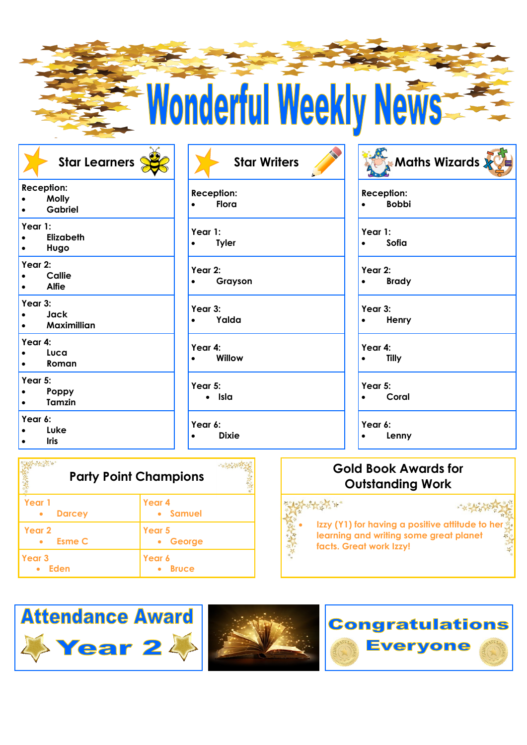# Wonderful Weekly News

## Star Learners

Reception:
- Molly
- Gabriel

Year 1:
- Elizabeth
- Hugo

Year 2:
- Callie
- Alfie

Year 3:
- Jack
- Maximillian

Year 4:
- Luca
- Roman

Year 5:
- Poppy
- Tamzin

Year 6:
- Luke
- Iris

## Star Writers

Reception:
- Flora

Year 1:
- Tyler

Year 2:
- Grayson

Year 3:
- Yalda

Year 4:
- Willow

Year 5:
- Isla

Year 6:
- Dixie

## Maths Wizards

Reception:
- Bobbi

Year 1:
- Sofia

Year 2:
- Brady

Year 3:
- Henry

Year 4:
- Tilly

Year 5:
- Coral

Year 6:
- Lenny

## Party Point Champions

| | |
|---|---|
| Year 1<br>• Darcey | Year 4<br>• Samuel |
| Year 2<br>• Esme C | Year 5<br>• George |
| Year 3<br>• Eden | Year 6<br>• Bruce |

## Gold Book Awards for Outstanding Work

- Izzy (Y1) for having a positive attitude to her learning and writing some great planet facts. Great work Izzy!

## Attendance Award

Year 2

## Congratulations Everyone